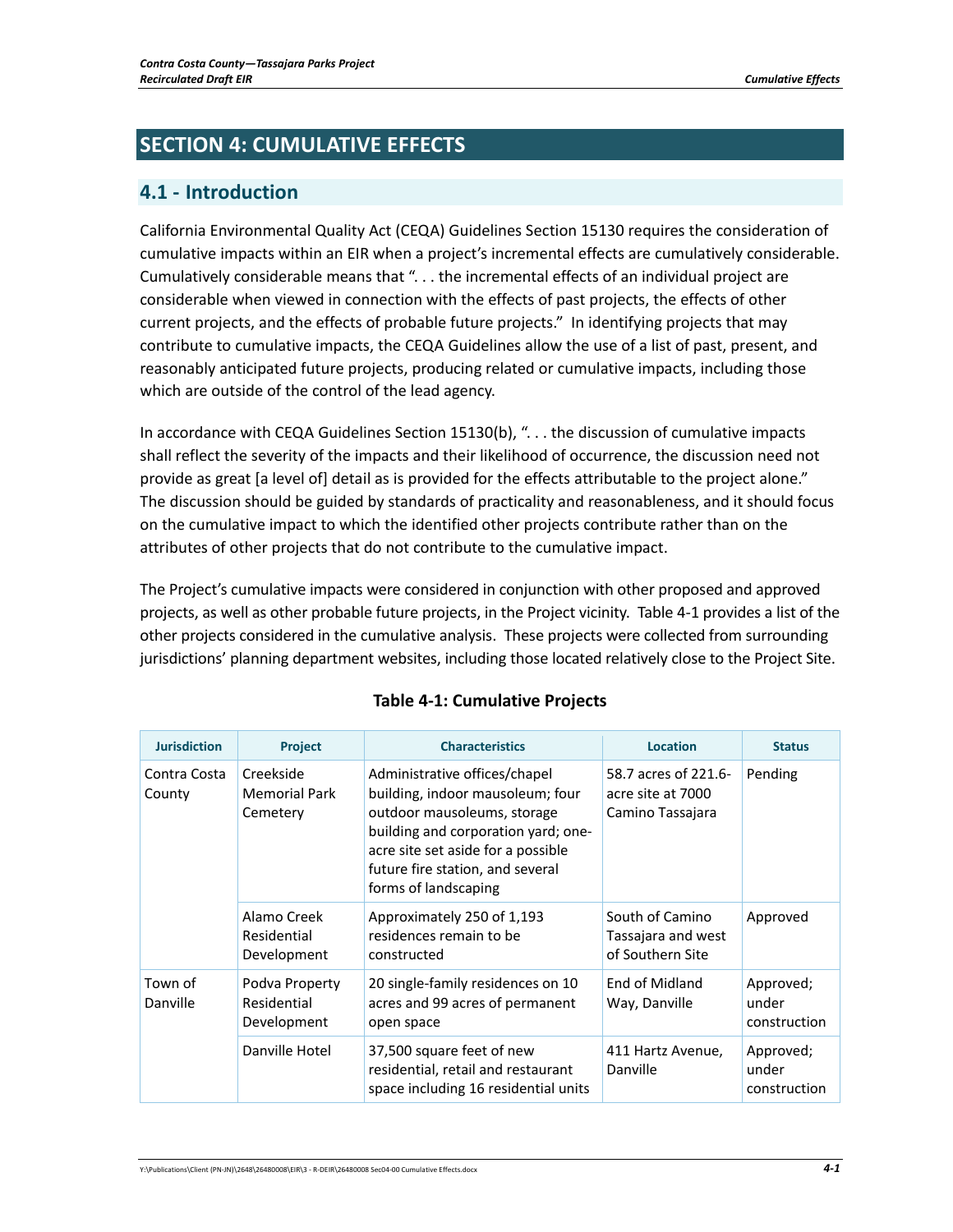# SECTION 4: CUMULATIVE EFFECTS

## 4.1 - Introduction

California Environmental Quality Act (CEQA) Guidelines Section 15130 requires the consideration of cumulative impacts within an EIR when a project's incremental effects are cumulatively considerable. Cumulatively considerable means that ". . . the incremental effects of an individual project are considerable when viewed in connection with the effects of past projects, the effects of other current projects, and the effects of probable future projects." In identifying projects that may contribute to cumulative impacts, the CEQA Guidelines allow the use of a list of past, present, and reasonably anticipated future projects, producing related or cumulative impacts, including those which are outside of the control of the lead agency.

In accordance with CEQA Guidelines Section 15130(b), ". . . the discussion of cumulative impacts shall reflect the severity of the impacts and their likelihood of occurrence, the discussion need not provide as great [a level of] detail as is provided for the effects attributable to the project alone." The discussion should be guided by standards of practicality and reasonableness, and it should focus on the cumulative impact to which the identified other projects contribute rather than on the attributes of other projects that do not contribute to the cumulative impact.

The Project's cumulative impacts were considered in conjunction with other proposed and approved projects, as well as other probable future projects, in the Project vicinity. Table 4-1 provides a list of the other projects considered in the cumulative analysis. These projects were collected from surrounding jurisdictions' planning department websites, including those located relatively close to the Project Site.

**Table 4-1: Cumulative Projects**

| Jurisdiction | Project | Characteristics | Location | Status |
|---|---|---|---|---|
| Contra Costa County | Creekside Memorial Park Cemetery | Administrative offices/chapel building, indoor mausoleum; four outdoor mausoleums, storage building and corporation yard; one-acre site set aside for a possible future fire station, and several forms of landscaping | 58.7 acres of 221.6-acre site at 7000 Camino Tassajara | Pending |
| | Alamo Creek Residential Development | Approximately 250 of 1,193 residences remain to be constructed | South of Camino Tassajara and west of Southern Site | Approved |
| Town of Danville | Podva Property Residential Development | 20 single-family residences on 10 acres and 99 acres of permanent open space | End of Midland Way, Danville | Approved; under construction |
| | Danville Hotel | 37,500 square feet of new residential, retail and restaurant space including 16 residential units | 411 Hartz Avenue, Danville | Approved; under construction |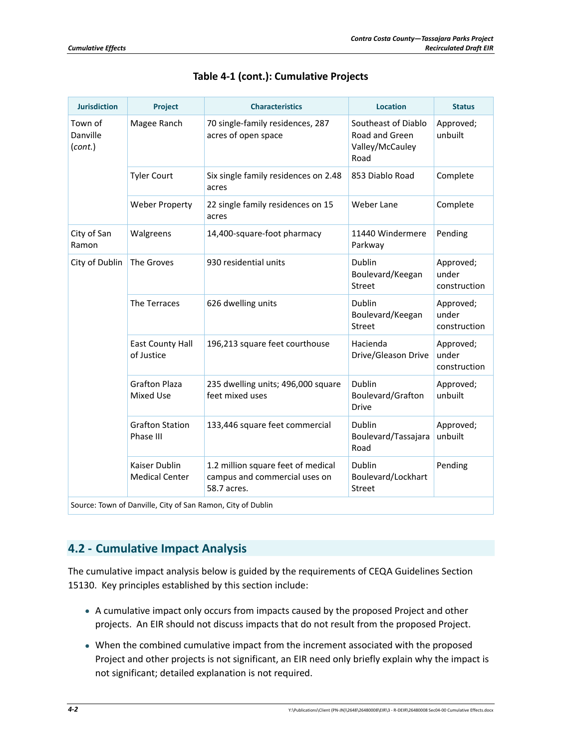**Table 4-1 (cont.): Cumulative Projects**

| Jurisdiction | Project | Characteristics | Location | Status |
|---|---|---|---|---|
| Town of Danville (*cont.*) | Magee Ranch | 70 single-family residences, 287 acres of open space | Southeast of Diablo Road and Green Valley/McCauley Road | Approved; unbuilt |
| | Tyler Court | Six single family residences on 2.48 acres | 853 Diablo Road | Complete |
| | Weber Property | 22 single family residences on 15 acres | Weber Lane | Complete |
| City of San Ramon | Walgreens | 14,400-square-foot pharmacy | 11440 Windermere Parkway | Pending |
| City of Dublin | The Groves | 930 residential units | Dublin Boulevard/Keegan Street | Approved; under construction |
| | The Terraces | 626 dwelling units | Dublin Boulevard/Keegan Street | Approved; under construction |
| | East County Hall of Justice | 196,213 square feet courthouse | Hacienda Drive/Gleason Drive | Approved; under construction |
| | Grafton Plaza Mixed Use | 235 dwelling units; 496,000 square feet mixed uses | Dublin Boulevard/Grafton Drive | Approved; unbuilt |
| | Grafton Station Phase III | 133,446 square feet commercial | Dublin Boulevard/Tassajara Road | Approved; unbuilt |
| | Kaiser Dublin Medical Center | 1.2 million square feet of medical campus and commercial uses on 58.7 acres. | Dublin Boulevard/Lockhart Street | Pending |

Source: Town of Danville, City of San Ramon, City of Dublin

## 4.2 - Cumulative Impact Analysis

The cumulative impact analysis below is guided by the requirements of CEQA Guidelines Section 15130. Key principles established by this section include:

- A cumulative impact only occurs from impacts caused by the proposed Project and other projects. An EIR should not discuss impacts that do not result from the proposed Project.
- When the combined cumulative impact from the increment associated with the proposed Project and other projects is not significant, an EIR need only briefly explain why the impact is not significant; detailed explanation is not required.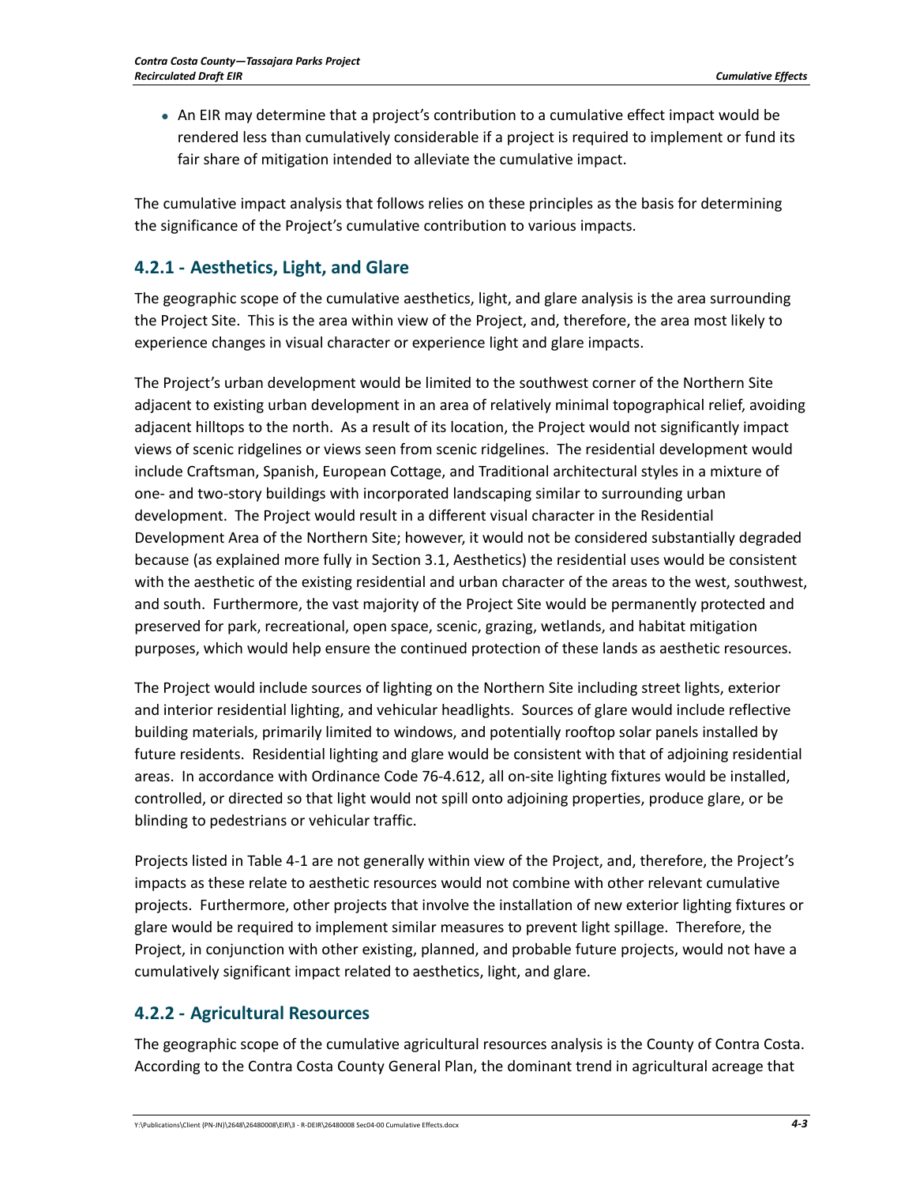- An EIR may determine that a project's contribution to a cumulative effect impact would be rendered less than cumulatively considerable if a project is required to implement or fund its fair share of mitigation intended to alleviate the cumulative impact.

The cumulative impact analysis that follows relies on these principles as the basis for determining the significance of the Project's cumulative contribution to various impacts.

## 4.2.1 - Aesthetics, Light, and Glare

The geographic scope of the cumulative aesthetics, light, and glare analysis is the area surrounding the Project Site. This is the area within view of the Project, and, therefore, the area most likely to experience changes in visual character or experience light and glare impacts.

The Project's urban development would be limited to the southwest corner of the Northern Site adjacent to existing urban development in an area of relatively minimal topographical relief, avoiding adjacent hilltops to the north. As a result of its location, the Project would not significantly impact views of scenic ridgelines or views seen from scenic ridgelines. The residential development would include Craftsman, Spanish, European Cottage, and Traditional architectural styles in a mixture of one- and two-story buildings with incorporated landscaping similar to surrounding urban development. The Project would result in a different visual character in the Residential Development Area of the Northern Site; however, it would not be considered substantially degraded because (as explained more fully in Section 3.1, Aesthetics) the residential uses would be consistent with the aesthetic of the existing residential and urban character of the areas to the west, southwest, and south. Furthermore, the vast majority of the Project Site would be permanently protected and preserved for park, recreational, open space, scenic, grazing, wetlands, and habitat mitigation purposes, which would help ensure the continued protection of these lands as aesthetic resources.

The Project would include sources of lighting on the Northern Site including street lights, exterior and interior residential lighting, and vehicular headlights. Sources of glare would include reflective building materials, primarily limited to windows, and potentially rooftop solar panels installed by future residents. Residential lighting and glare would be consistent with that of adjoining residential areas. In accordance with Ordinance Code 76-4.612, all on-site lighting fixtures would be installed, controlled, or directed so that light would not spill onto adjoining properties, produce glare, or be blinding to pedestrians or vehicular traffic.

Projects listed in Table 4-1 are not generally within view of the Project, and, therefore, the Project's impacts as these relate to aesthetic resources would not combine with other relevant cumulative projects. Furthermore, other projects that involve the installation of new exterior lighting fixtures or glare would be required to implement similar measures to prevent light spillage. Therefore, the Project, in conjunction with other existing, planned, and probable future projects, would not have a cumulatively significant impact related to aesthetics, light, and glare.

## 4.2.2 - Agricultural Resources

The geographic scope of the cumulative agricultural resources analysis is the County of Contra Costa. According to the Contra Costa County General Plan, the dominant trend in agricultural acreage that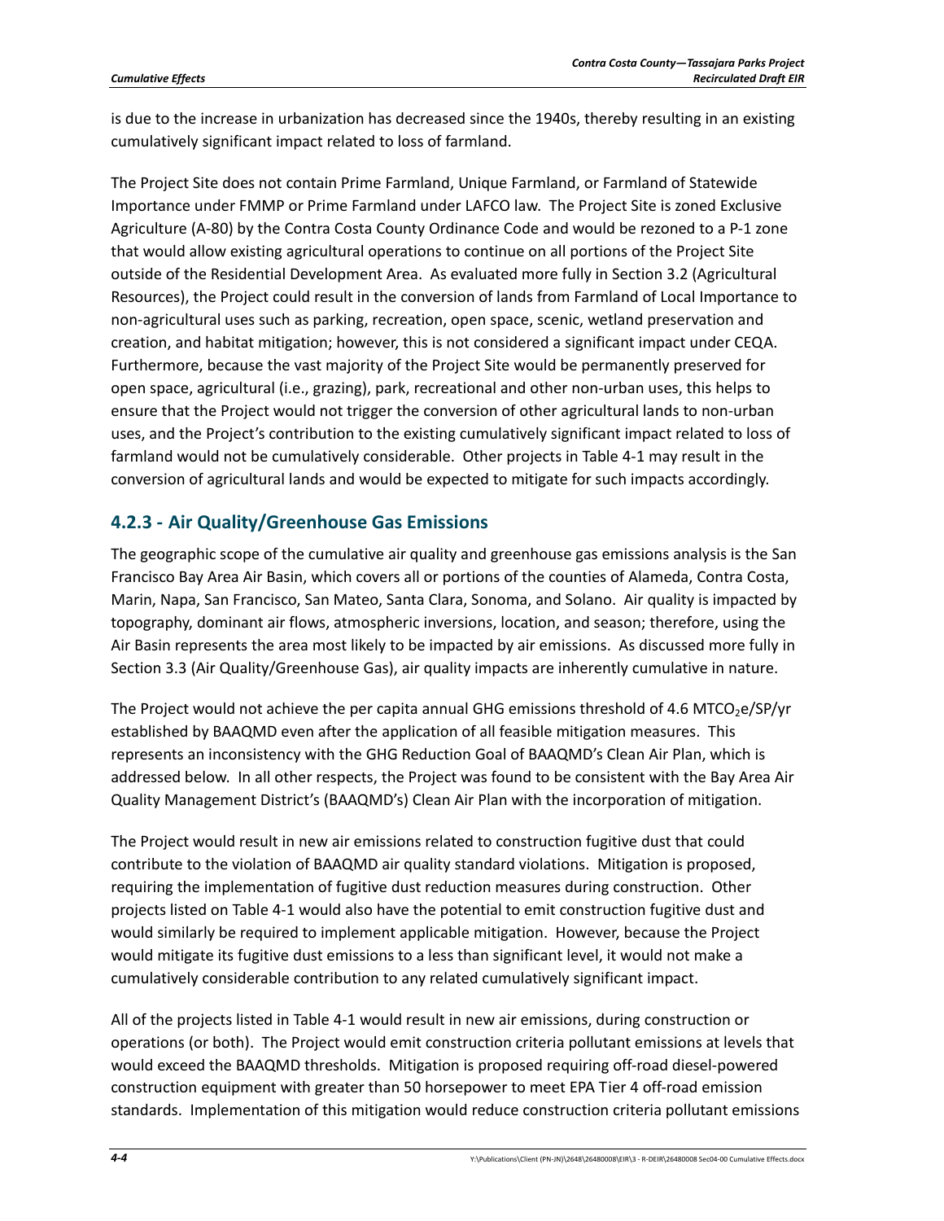is due to the increase in urbanization has decreased since the 1940s, thereby resulting in an existing cumulatively significant impact related to loss of farmland.

The Project Site does not contain Prime Farmland, Unique Farmland, or Farmland of Statewide Importance under FMMP or Prime Farmland under LAFCO law. The Project Site is zoned Exclusive Agriculture (A-80) by the Contra Costa County Ordinance Code and would be rezoned to a P-1 zone that would allow existing agricultural operations to continue on all portions of the Project Site outside of the Residential Development Area. As evaluated more fully in Section 3.2 (Agricultural Resources), the Project could result in the conversion of lands from Farmland of Local Importance to non-agricultural uses such as parking, recreation, open space, scenic, wetland preservation and creation, and habitat mitigation; however, this is not considered a significant impact under CEQA. Furthermore, because the vast majority of the Project Site would be permanently preserved for open space, agricultural (i.e., grazing), park, recreational and other non-urban uses, this helps to ensure that the Project would not trigger the conversion of other agricultural lands to non-urban uses, and the Project's contribution to the existing cumulatively significant impact related to loss of farmland would not be cumulatively considerable. Other projects in Table 4-1 may result in the conversion of agricultural lands and would be expected to mitigate for such impacts accordingly.

### 4.2.3 - Air Quality/Greenhouse Gas Emissions

The geographic scope of the cumulative air quality and greenhouse gas emissions analysis is the San Francisco Bay Area Air Basin, which covers all or portions of the counties of Alameda, Contra Costa, Marin, Napa, San Francisco, San Mateo, Santa Clara, Sonoma, and Solano. Air quality is impacted by topography, dominant air flows, atmospheric inversions, location, and season; therefore, using the Air Basin represents the area most likely to be impacted by air emissions. As discussed more fully in Section 3.3 (Air Quality/Greenhouse Gas), air quality impacts are inherently cumulative in nature.

The Project would not achieve the per capita annual GHG emissions threshold of 4.6 MTCO$_2$e/SP/yr established by BAAQMD even after the application of all feasible mitigation measures. This represents an inconsistency with the GHG Reduction Goal of BAAQMD's Clean Air Plan, which is addressed below. In all other respects, the Project was found to be consistent with the Bay Area Air Quality Management District's (BAAQMD's) Clean Air Plan with the incorporation of mitigation.

The Project would result in new air emissions related to construction fugitive dust that could contribute to the violation of BAAQMD air quality standard violations. Mitigation is proposed, requiring the implementation of fugitive dust reduction measures during construction. Other projects listed on Table 4-1 would also have the potential to emit construction fugitive dust and would similarly be required to implement applicable mitigation. However, because the Project would mitigate its fugitive dust emissions to a less than significant level, it would not make a cumulatively considerable contribution to any related cumulatively significant impact.

All of the projects listed in Table 4-1 would result in new air emissions, during construction or operations (or both). The Project would emit construction criteria pollutant emissions at levels that would exceed the BAAQMD thresholds. Mitigation is proposed requiring off-road diesel-powered construction equipment with greater than 50 horsepower to meet EPA Tier 4 off-road emission standards. Implementation of this mitigation would reduce construction criteria pollutant emissions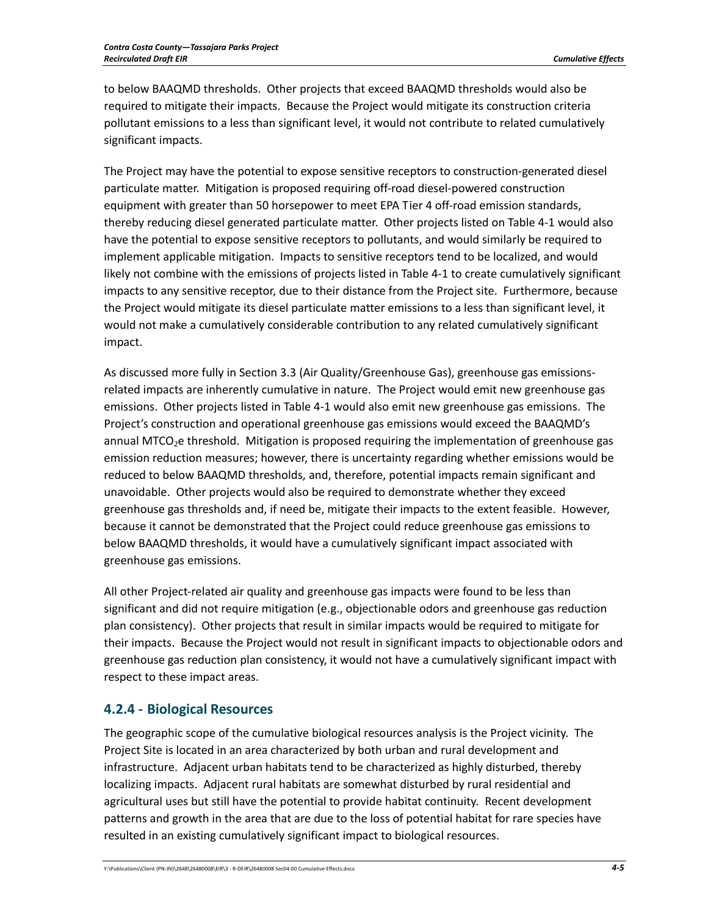to below BAAQMD thresholds. Other projects that exceed BAAQMD thresholds would also be required to mitigate their impacts. Because the Project would mitigate its construction criteria pollutant emissions to a less than significant level, it would not contribute to related cumulatively significant impacts.

The Project may have the potential to expose sensitive receptors to construction-generated diesel particulate matter. Mitigation is proposed requiring off-road diesel-powered construction equipment with greater than 50 horsepower to meet EPA Tier 4 off-road emission standards, thereby reducing diesel generated particulate matter. Other projects listed on Table 4-1 would also have the potential to expose sensitive receptors to pollutants, and would similarly be required to implement applicable mitigation. Impacts to sensitive receptors tend to be localized, and would likely not combine with the emissions of projects listed in Table 4-1 to create cumulatively significant impacts to any sensitive receptor, due to their distance from the Project site. Furthermore, because the Project would mitigate its diesel particulate matter emissions to a less than significant level, it would not make a cumulatively considerable contribution to any related cumulatively significant impact.

As discussed more fully in Section 3.3 (Air Quality/Greenhouse Gas), greenhouse gas emissions-related impacts are inherently cumulative in nature. The Project would emit new greenhouse gas emissions. Other projects listed in Table 4-1 would also emit new greenhouse gas emissions. The Project's construction and operational greenhouse gas emissions would exceed the BAAQMD's annual $MTCO_2e$ threshold. Mitigation is proposed requiring the implementation of greenhouse gas emission reduction measures; however, there is uncertainty regarding whether emissions would be reduced to below BAAQMD thresholds, and, therefore, potential impacts remain significant and unavoidable. Other projects would also be required to demonstrate whether they exceed greenhouse gas thresholds and, if need be, mitigate their impacts to the extent feasible. However, because it cannot be demonstrated that the Project could reduce greenhouse gas emissions to below BAAQMD thresholds, it would have a cumulatively significant impact associated with greenhouse gas emissions.

All other Project-related air quality and greenhouse gas impacts were found to be less than significant and did not require mitigation (e.g., objectionable odors and greenhouse gas reduction plan consistency). Other projects that result in similar impacts would be required to mitigate for their impacts. Because the Project would not result in significant impacts to objectionable odors and greenhouse gas reduction plan consistency, it would not have a cumulatively significant impact with respect to these impact areas.

### 4.2.4 - Biological Resources

The geographic scope of the cumulative biological resources analysis is the Project vicinity. The Project Site is located in an area characterized by both urban and rural development and infrastructure. Adjacent urban habitats tend to be characterized as highly disturbed, thereby localizing impacts. Adjacent rural habitats are somewhat disturbed by rural residential and agricultural uses but still have the potential to provide habitat continuity. Recent development patterns and growth in the area that are due to the loss of potential habitat for rare species have resulted in an existing cumulatively significant impact to biological resources.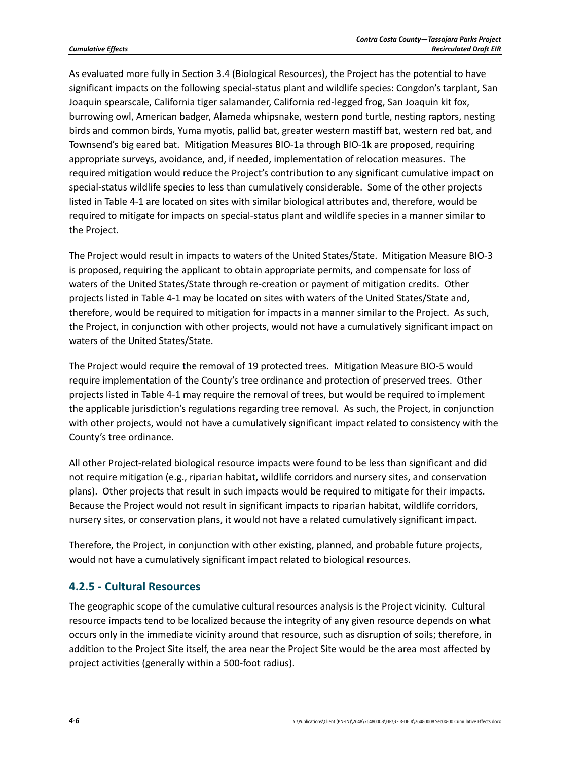As evaluated more fully in Section 3.4 (Biological Resources), the Project has the potential to have significant impacts on the following special-status plant and wildlife species: Congdon's tarplant, San Joaquin spearscale, California tiger salamander, California red-legged frog, San Joaquin kit fox, burrowing owl, American badger, Alameda whipsnake, western pond turtle, nesting raptors, nesting birds and common birds, Yuma myotis, pallid bat, greater western mastiff bat, western red bat, and Townsend's big eared bat. Mitigation Measures BIO-1a through BIO-1k are proposed, requiring appropriate surveys, avoidance, and, if needed, implementation of relocation measures. The required mitigation would reduce the Project's contribution to any significant cumulative impact on special-status wildlife species to less than cumulatively considerable. Some of the other projects listed in Table 4-1 are located on sites with similar biological attributes and, therefore, would be required to mitigate for impacts on special-status plant and wildlife species in a manner similar to the Project.

The Project would result in impacts to waters of the United States/State. Mitigation Measure BIO-3 is proposed, requiring the applicant to obtain appropriate permits, and compensate for loss of waters of the United States/State through re-creation or payment of mitigation credits. Other projects listed in Table 4-1 may be located on sites with waters of the United States/State and, therefore, would be required to mitigation for impacts in a manner similar to the Project. As such, the Project, in conjunction with other projects, would not have a cumulatively significant impact on waters of the United States/State.

The Project would require the removal of 19 protected trees. Mitigation Measure BIO-5 would require implementation of the County's tree ordinance and protection of preserved trees. Other projects listed in Table 4-1 may require the removal of trees, but would be required to implement the applicable jurisdiction's regulations regarding tree removal. As such, the Project, in conjunction with other projects, would not have a cumulatively significant impact related to consistency with the County's tree ordinance.

All other Project-related biological resource impacts were found to be less than significant and did not require mitigation (e.g., riparian habitat, wildlife corridors and nursery sites, and conservation plans). Other projects that result in such impacts would be required to mitigate for their impacts. Because the Project would not result in significant impacts to riparian habitat, wildlife corridors, nursery sites, or conservation plans, it would not have a related cumulatively significant impact.

Therefore, the Project, in conjunction with other existing, planned, and probable future projects, would not have a cumulatively significant impact related to biological resources.

## 4.2.5 - Cultural Resources

The geographic scope of the cumulative cultural resources analysis is the Project vicinity. Cultural resource impacts tend to be localized because the integrity of any given resource depends on what occurs only in the immediate vicinity around that resource, such as disruption of soils; therefore, in addition to the Project Site itself, the area near the Project Site would be the area most affected by project activities (generally within a 500-foot radius).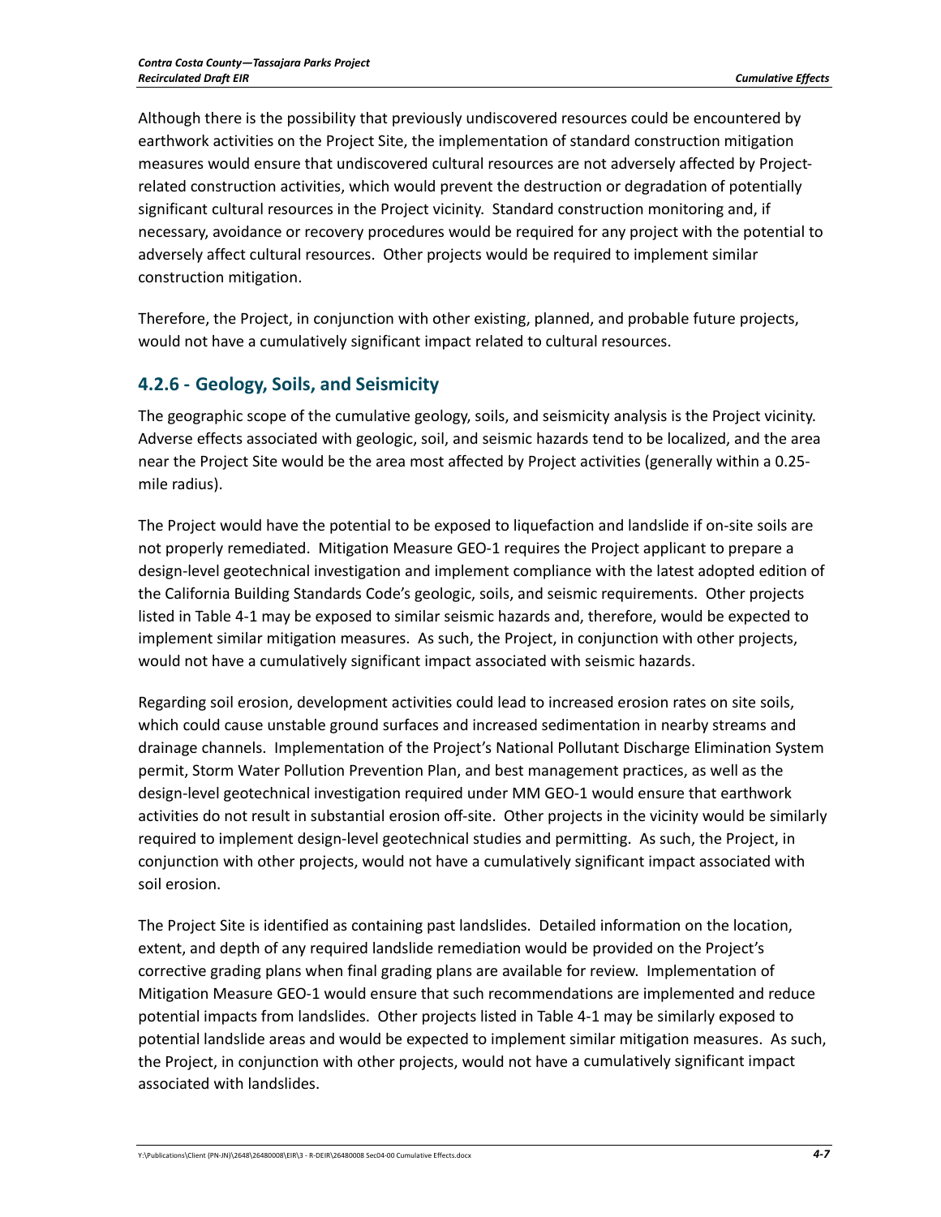Although there is the possibility that previously undiscovered resources could be encountered by earthwork activities on the Project Site, the implementation of standard construction mitigation measures would ensure that undiscovered cultural resources are not adversely affected by Project-related construction activities, which would prevent the destruction or degradation of potentially significant cultural resources in the Project vicinity. Standard construction monitoring and, if necessary, avoidance or recovery procedures would be required for any project with the potential to adversely affect cultural resources. Other projects would be required to implement similar construction mitigation.

Therefore, the Project, in conjunction with other existing, planned, and probable future projects, would not have a cumulatively significant impact related to cultural resources.

### 4.2.6 - Geology, Soils, and Seismicity

The geographic scope of the cumulative geology, soils, and seismicity analysis is the Project vicinity. Adverse effects associated with geologic, soil, and seismic hazards tend to be localized, and the area near the Project Site would be the area most affected by Project activities (generally within a 0.25-mile radius).

The Project would have the potential to be exposed to liquefaction and landslide if on-site soils are not properly remediated. Mitigation Measure GEO-1 requires the Project applicant to prepare a design-level geotechnical investigation and implement compliance with the latest adopted edition of the California Building Standards Code's geologic, soils, and seismic requirements. Other projects listed in Table 4-1 may be exposed to similar seismic hazards and, therefore, would be expected to implement similar mitigation measures. As such, the Project, in conjunction with other projects, would not have a cumulatively significant impact associated with seismic hazards.

Regarding soil erosion, development activities could lead to increased erosion rates on site soils, which could cause unstable ground surfaces and increased sedimentation in nearby streams and drainage channels. Implementation of the Project's National Pollutant Discharge Elimination System permit, Storm Water Pollution Prevention Plan, and best management practices, as well as the design-level geotechnical investigation required under MM GEO-1 would ensure that earthwork activities do not result in substantial erosion off-site. Other projects in the vicinity would be similarly required to implement design-level geotechnical studies and permitting. As such, the Project, in conjunction with other projects, would not have a cumulatively significant impact associated with soil erosion.

The Project Site is identified as containing past landslides. Detailed information on the location, extent, and depth of any required landslide remediation would be provided on the Project's corrective grading plans when final grading plans are available for review. Implementation of Mitigation Measure GEO-1 would ensure that such recommendations are implemented and reduce potential impacts from landslides. Other projects listed in Table 4-1 may be similarly exposed to potential landslide areas and would be expected to implement similar mitigation measures. As such, the Project, in conjunction with other projects, would not have a cumulatively significant impact associated with landslides.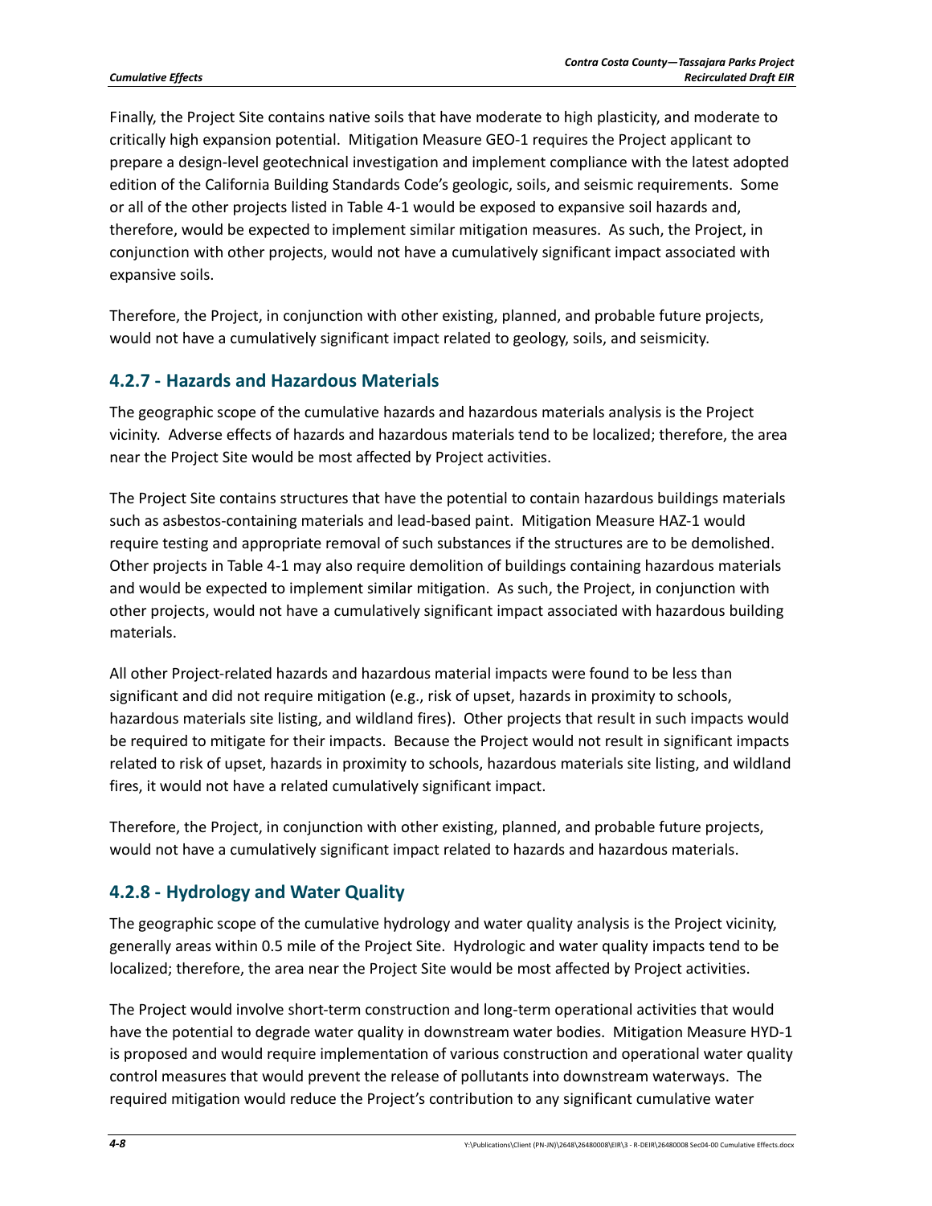Finally, the Project Site contains native soils that have moderate to high plasticity, and moderate to critically high expansion potential. Mitigation Measure GEO-1 requires the Project applicant to prepare a design-level geotechnical investigation and implement compliance with the latest adopted edition of the California Building Standards Code's geologic, soils, and seismic requirements. Some or all of the other projects listed in Table 4-1 would be exposed to expansive soil hazards and, therefore, would be expected to implement similar mitigation measures. As such, the Project, in conjunction with other projects, would not have a cumulatively significant impact associated with expansive soils.

Therefore, the Project, in conjunction with other existing, planned, and probable future projects, would not have a cumulatively significant impact related to geology, soils, and seismicity.

## 4.2.7 - Hazards and Hazardous Materials

The geographic scope of the cumulative hazards and hazardous materials analysis is the Project vicinity. Adverse effects of hazards and hazardous materials tend to be localized; therefore, the area near the Project Site would be most affected by Project activities.

The Project Site contains structures that have the potential to contain hazardous buildings materials such as asbestos-containing materials and lead-based paint. Mitigation Measure HAZ-1 would require testing and appropriate removal of such substances if the structures are to be demolished. Other projects in Table 4-1 may also require demolition of buildings containing hazardous materials and would be expected to implement similar mitigation. As such, the Project, in conjunction with other projects, would not have a cumulatively significant impact associated with hazardous building materials.

All other Project-related hazards and hazardous material impacts were found to be less than significant and did not require mitigation (e.g., risk of upset, hazards in proximity to schools, hazardous materials site listing, and wildland fires). Other projects that result in such impacts would be required to mitigate for their impacts. Because the Project would not result in significant impacts related to risk of upset, hazards in proximity to schools, hazardous materials site listing, and wildland fires, it would not have a related cumulatively significant impact.

Therefore, the Project, in conjunction with other existing, planned, and probable future projects, would not have a cumulatively significant impact related to hazards and hazardous materials.

## 4.2.8 - Hydrology and Water Quality

The geographic scope of the cumulative hydrology and water quality analysis is the Project vicinity, generally areas within 0.5 mile of the Project Site. Hydrologic and water quality impacts tend to be localized; therefore, the area near the Project Site would be most affected by Project activities.

The Project would involve short-term construction and long-term operational activities that would have the potential to degrade water quality in downstream water bodies. Mitigation Measure HYD-1 is proposed and would require implementation of various construction and operational water quality control measures that would prevent the release of pollutants into downstream waterways. The required mitigation would reduce the Project's contribution to any significant cumulative water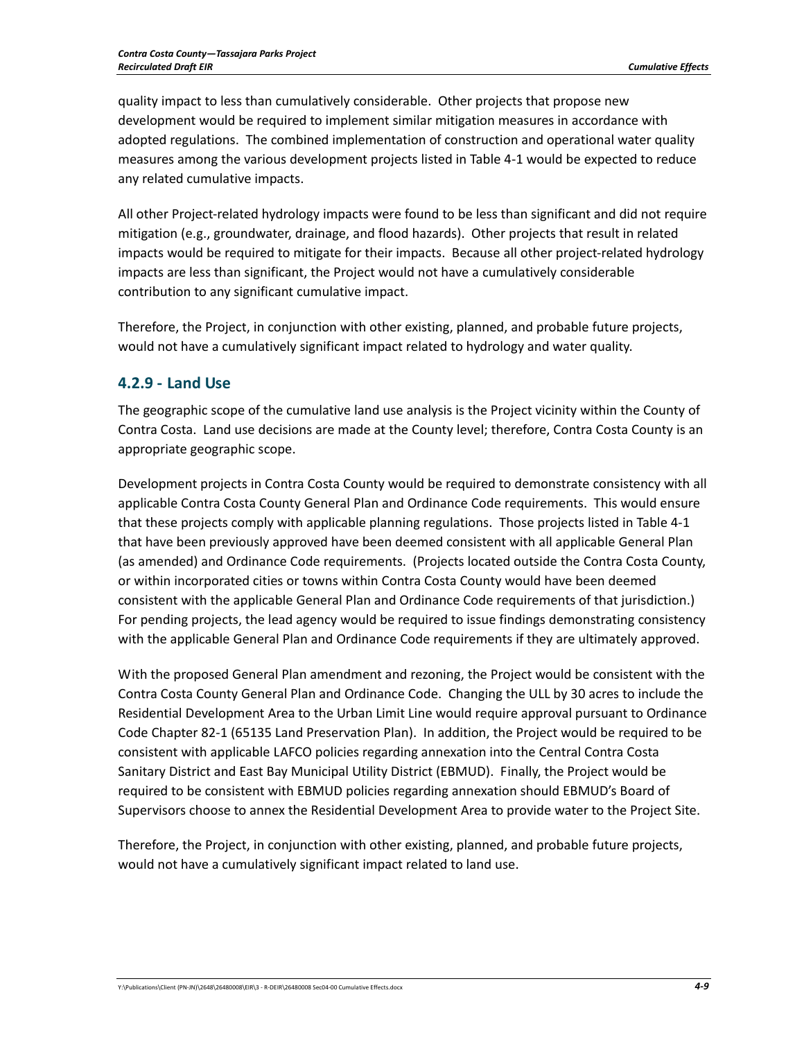quality impact to less than cumulatively considerable. Other projects that propose new development would be required to implement similar mitigation measures in accordance with adopted regulations. The combined implementation of construction and operational water quality measures among the various development projects listed in Table 4-1 would be expected to reduce any related cumulative impacts.

All other Project-related hydrology impacts were found to be less than significant and did not require mitigation (e.g., groundwater, drainage, and flood hazards). Other projects that result in related impacts would be required to mitigate for their impacts. Because all other project-related hydrology impacts are less than significant, the Project would not have a cumulatively considerable contribution to any significant cumulative impact.

Therefore, the Project, in conjunction with other existing, planned, and probable future projects, would not have a cumulatively significant impact related to hydrology and water quality.

### 4.2.9 - Land Use

The geographic scope of the cumulative land use analysis is the Project vicinity within the County of Contra Costa. Land use decisions are made at the County level; therefore, Contra Costa County is an appropriate geographic scope.

Development projects in Contra Costa County would be required to demonstrate consistency with all applicable Contra Costa County General Plan and Ordinance Code requirements. This would ensure that these projects comply with applicable planning regulations. Those projects listed in Table 4-1 that have been previously approved have been deemed consistent with all applicable General Plan (as amended) and Ordinance Code requirements. (Projects located outside the Contra Costa County, or within incorporated cities or towns within Contra Costa County would have been deemed consistent with the applicable General Plan and Ordinance Code requirements of that jurisdiction.) For pending projects, the lead agency would be required to issue findings demonstrating consistency with the applicable General Plan and Ordinance Code requirements if they are ultimately approved.

With the proposed General Plan amendment and rezoning, the Project would be consistent with the Contra Costa County General Plan and Ordinance Code. Changing the ULL by 30 acres to include the Residential Development Area to the Urban Limit Line would require approval pursuant to Ordinance Code Chapter 82-1 (65135 Land Preservation Plan). In addition, the Project would be required to be consistent with applicable LAFCO policies regarding annexation into the Central Contra Costa Sanitary District and East Bay Municipal Utility District (EBMUD). Finally, the Project would be required to be consistent with EBMUD policies regarding annexation should EBMUD's Board of Supervisors choose to annex the Residential Development Area to provide water to the Project Site.

Therefore, the Project, in conjunction with other existing, planned, and probable future projects, would not have a cumulatively significant impact related to land use.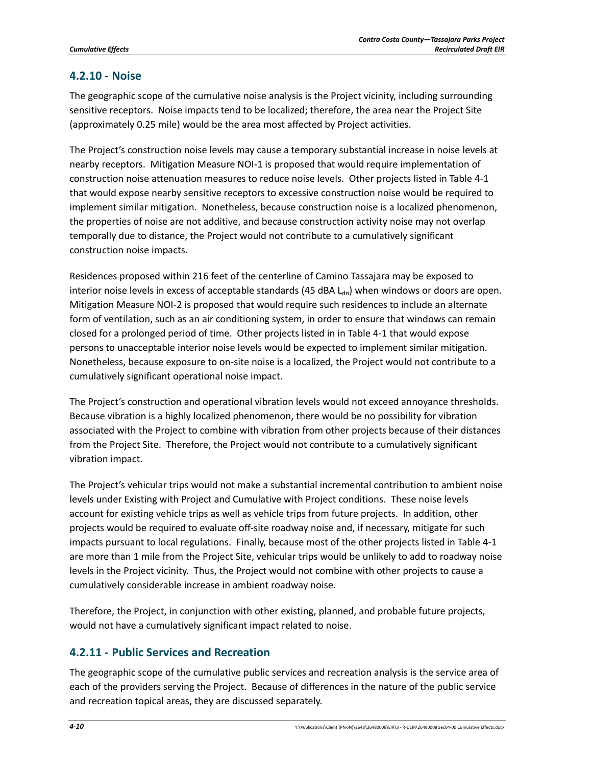## 4.2.10 - Noise

The geographic scope of the cumulative noise analysis is the Project vicinity, including surrounding sensitive receptors. Noise impacts tend to be localized; therefore, the area near the Project Site (approximately 0.25 mile) would be the area most affected by Project activities.

The Project's construction noise levels may cause a temporary substantial increase in noise levels at nearby receptors. Mitigation Measure NOI-1 is proposed that would require implementation of construction noise attenuation measures to reduce noise levels. Other projects listed in Table 4-1 that would expose nearby sensitive receptors to excessive construction noise would be required to implement similar mitigation. Nonetheless, because construction noise is a localized phenomenon, the properties of noise are not additive, and because construction activity noise may not overlap temporally due to distance, the Project would not contribute to a cumulatively significant construction noise impacts.

Residences proposed within 216 feet of the centerline of Camino Tassajara may be exposed to interior noise levels in excess of acceptable standards (45 dBA $L_{dn}$) when windows or doors are open. Mitigation Measure NOI-2 is proposed that would require such residences to include an alternate form of ventilation, such as an air conditioning system, in order to ensure that windows can remain closed for a prolonged period of time. Other projects listed in in Table 4-1 that would expose persons to unacceptable interior noise levels would be expected to implement similar mitigation. Nonetheless, because exposure to on-site noise is a localized, the Project would not contribute to a cumulatively significant operational noise impact.

The Project's construction and operational vibration levels would not exceed annoyance thresholds. Because vibration is a highly localized phenomenon, there would be no possibility for vibration associated with the Project to combine with vibration from other projects because of their distances from the Project Site. Therefore, the Project would not contribute to a cumulatively significant vibration impact.

The Project's vehicular trips would not make a substantial incremental contribution to ambient noise levels under Existing with Project and Cumulative with Project conditions. These noise levels account for existing vehicle trips as well as vehicle trips from future projects. In addition, other projects would be required to evaluate off-site roadway noise and, if necessary, mitigate for such impacts pursuant to local regulations. Finally, because most of the other projects listed in Table 4-1 are more than 1 mile from the Project Site, vehicular trips would be unlikely to add to roadway noise levels in the Project vicinity. Thus, the Project would not combine with other projects to cause a cumulatively considerable increase in ambient roadway noise.

Therefore, the Project, in conjunction with other existing, planned, and probable future projects, would not have a cumulatively significant impact related to noise.

## 4.2.11 - Public Services and Recreation

The geographic scope of the cumulative public services and recreation analysis is the service area of each of the providers serving the Project. Because of differences in the nature of the public service and recreation topical areas, they are discussed separately.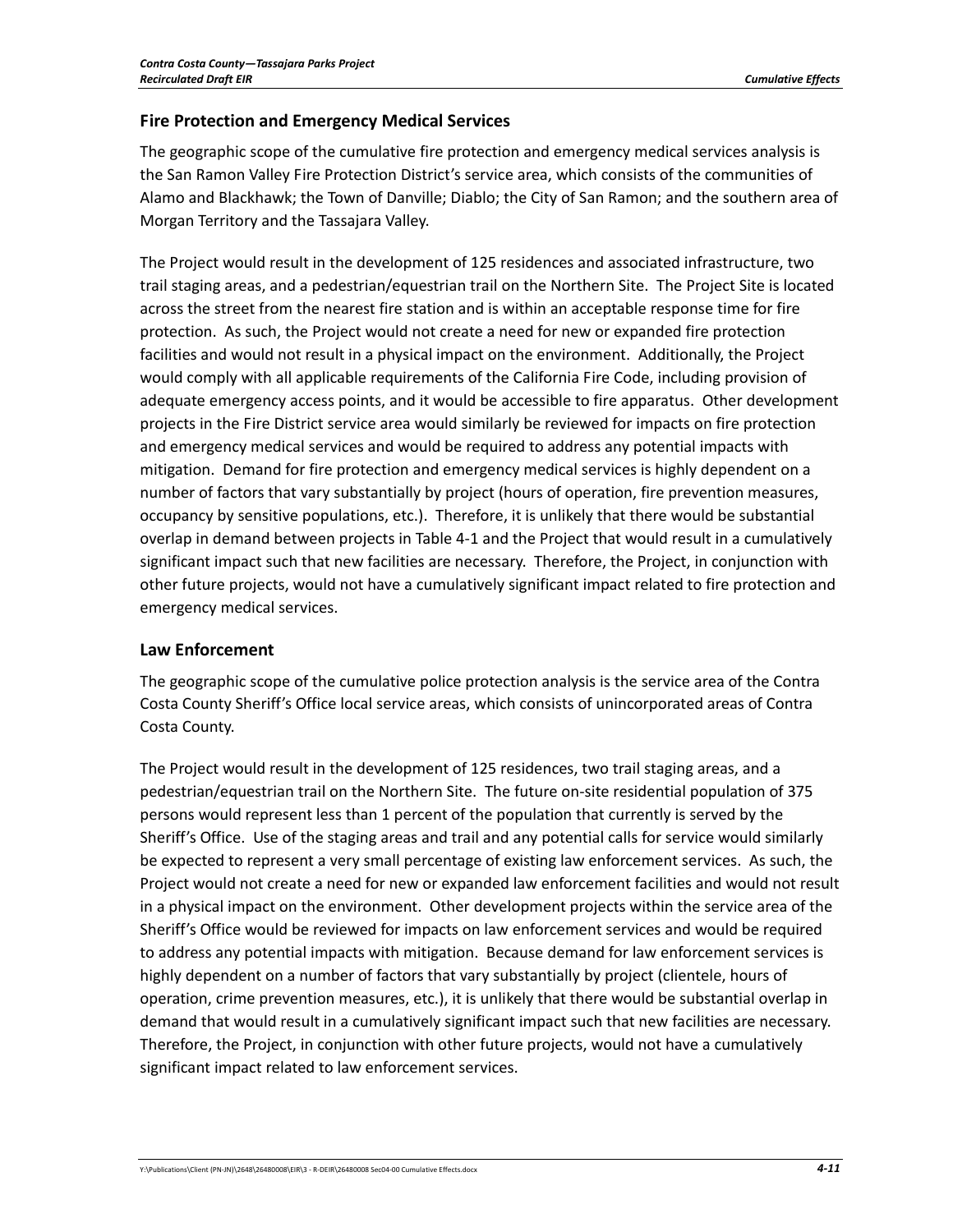## Fire Protection and Emergency Medical Services

The geographic scope of the cumulative fire protection and emergency medical services analysis is the San Ramon Valley Fire Protection District's service area, which consists of the communities of Alamo and Blackhawk; the Town of Danville; Diablo; the City of San Ramon; and the southern area of Morgan Territory and the Tassajara Valley.

The Project would result in the development of 125 residences and associated infrastructure, two trail staging areas, and a pedestrian/equestrian trail on the Northern Site. The Project Site is located across the street from the nearest fire station and is within an acceptable response time for fire protection. As such, the Project would not create a need for new or expanded fire protection facilities and would not result in a physical impact on the environment. Additionally, the Project would comply with all applicable requirements of the California Fire Code, including provision of adequate emergency access points, and it would be accessible to fire apparatus. Other development projects in the Fire District service area would similarly be reviewed for impacts on fire protection and emergency medical services and would be required to address any potential impacts with mitigation. Demand for fire protection and emergency medical services is highly dependent on a number of factors that vary substantially by project (hours of operation, fire prevention measures, occupancy by sensitive populations, etc.). Therefore, it is unlikely that there would be substantial overlap in demand between projects in Table 4-1 and the Project that would result in a cumulatively significant impact such that new facilities are necessary. Therefore, the Project, in conjunction with other future projects, would not have a cumulatively significant impact related to fire protection and emergency medical services.

## Law Enforcement

The geographic scope of the cumulative police protection analysis is the service area of the Contra Costa County Sheriff's Office local service areas, which consists of unincorporated areas of Contra Costa County.

The Project would result in the development of 125 residences, two trail staging areas, and a pedestrian/equestrian trail on the Northern Site. The future on-site residential population of 375 persons would represent less than 1 percent of the population that currently is served by the Sheriff's Office. Use of the staging areas and trail and any potential calls for service would similarly be expected to represent a very small percentage of existing law enforcement services. As such, the Project would not create a need for new or expanded law enforcement facilities and would not result in a physical impact on the environment. Other development projects within the service area of the Sheriff's Office would be reviewed for impacts on law enforcement services and would be required to address any potential impacts with mitigation. Because demand for law enforcement services is highly dependent on a number of factors that vary substantially by project (clientele, hours of operation, crime prevention measures, etc.), it is unlikely that there would be substantial overlap in demand that would result in a cumulatively significant impact such that new facilities are necessary. Therefore, the Project, in conjunction with other future projects, would not have a cumulatively significant impact related to law enforcement services.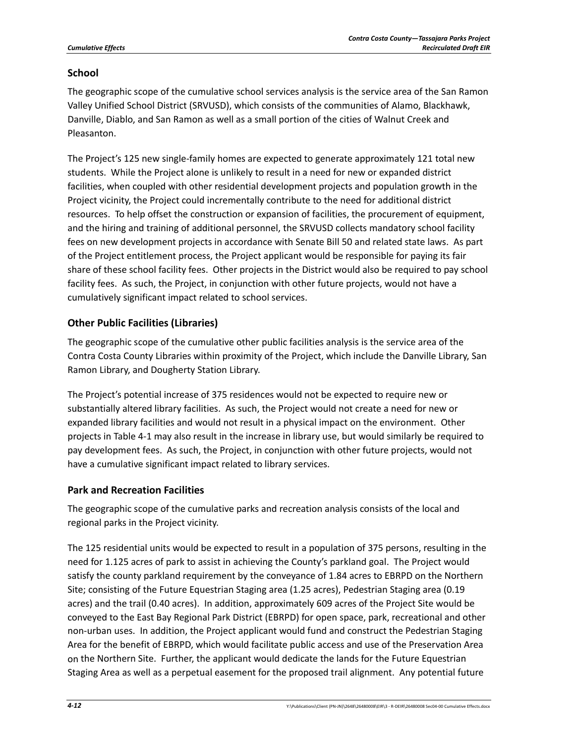## School

The geographic scope of the cumulative school services analysis is the service area of the San Ramon Valley Unified School District (SRVUSD), which consists of the communities of Alamo, Blackhawk, Danville, Diablo, and San Ramon as well as a small portion of the cities of Walnut Creek and Pleasanton.

The Project's 125 new single-family homes are expected to generate approximately 121 total new students. While the Project alone is unlikely to result in a need for new or expanded district facilities, when coupled with other residential development projects and population growth in the Project vicinity, the Project could incrementally contribute to the need for additional district resources. To help offset the construction or expansion of facilities, the procurement of equipment, and the hiring and training of additional personnel, the SRVUSD collects mandatory school facility fees on new development projects in accordance with Senate Bill 50 and related state laws. As part of the Project entitlement process, the Project applicant would be responsible for paying its fair share of these school facility fees. Other projects in the District would also be required to pay school facility fees. As such, the Project, in conjunction with other future projects, would not have a cumulatively significant impact related to school services.

## Other Public Facilities (Libraries)

The geographic scope of the cumulative other public facilities analysis is the service area of the Contra Costa County Libraries within proximity of the Project, which include the Danville Library, San Ramon Library, and Dougherty Station Library.

The Project's potential increase of 375 residences would not be expected to require new or substantially altered library facilities. As such, the Project would not create a need for new or expanded library facilities and would not result in a physical impact on the environment. Other projects in Table 4-1 may also result in the increase in library use, but would similarly be required to pay development fees. As such, the Project, in conjunction with other future projects, would not have a cumulative significant impact related to library services.

## Park and Recreation Facilities

The geographic scope of the cumulative parks and recreation analysis consists of the local and regional parks in the Project vicinity.

The 125 residential units would be expected to result in a population of 375 persons, resulting in the need for 1.125 acres of park to assist in achieving the County's parkland goal. The Project would satisfy the county parkland requirement by the conveyance of 1.84 acres to EBRPD on the Northern Site; consisting of the Future Equestrian Staging area (1.25 acres), Pedestrian Staging area (0.19 acres) and the trail (0.40 acres). In addition, approximately 609 acres of the Project Site would be conveyed to the East Bay Regional Park District (EBRPD) for open space, park, recreational and other non-urban uses. In addition, the Project applicant would fund and construct the Pedestrian Staging Area for the benefit of EBRPD, which would facilitate public access and use of the Preservation Area on the Northern Site. Further, the applicant would dedicate the lands for the Future Equestrian Staging Area as well as a perpetual easement for the proposed trail alignment. Any potential future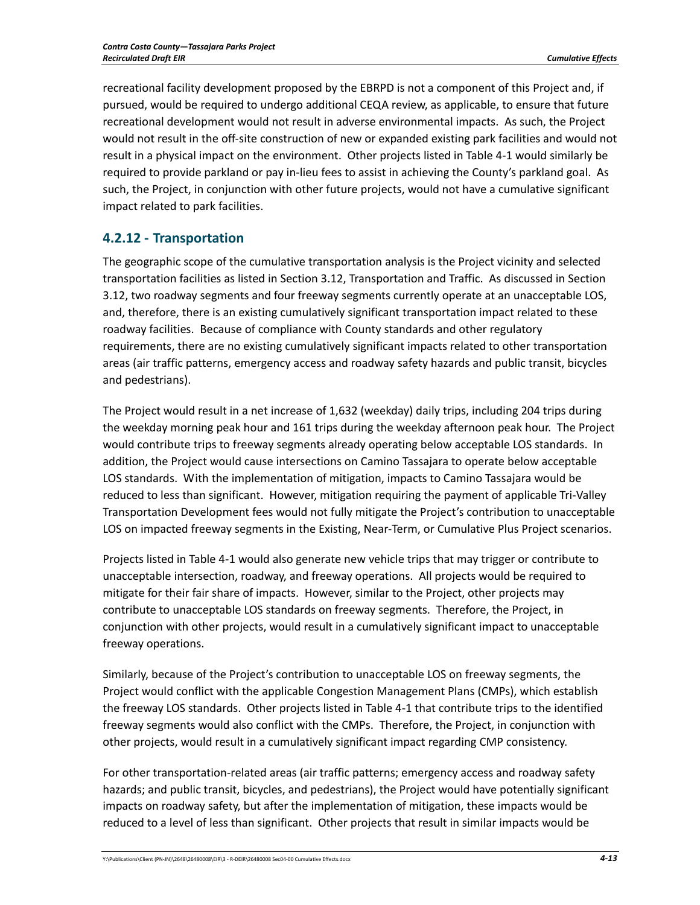recreational facility development proposed by the EBRPD is not a component of this Project and, if pursued, would be required to undergo additional CEQA review, as applicable, to ensure that future recreational development would not result in adverse environmental impacts. As such, the Project would not result in the off-site construction of new or expanded existing park facilities and would not result in a physical impact on the environment. Other projects listed in Table 4-1 would similarly be required to provide parkland or pay in-lieu fees to assist in achieving the County's parkland goal. As such, the Project, in conjunction with other future projects, would not have a cumulative significant impact related to park facilities.

### 4.2.12 - Transportation

The geographic scope of the cumulative transportation analysis is the Project vicinity and selected transportation facilities as listed in Section 3.12, Transportation and Traffic. As discussed in Section 3.12, two roadway segments and four freeway segments currently operate at an unacceptable LOS, and, therefore, there is an existing cumulatively significant transportation impact related to these roadway facilities. Because of compliance with County standards and other regulatory requirements, there are no existing cumulatively significant impacts related to other transportation areas (air traffic patterns, emergency access and roadway safety hazards and public transit, bicycles and pedestrians).

The Project would result in a net increase of 1,632 (weekday) daily trips, including 204 trips during the weekday morning peak hour and 161 trips during the weekday afternoon peak hour. The Project would contribute trips to freeway segments already operating below acceptable LOS standards. In addition, the Project would cause intersections on Camino Tassajara to operate below acceptable LOS standards. With the implementation of mitigation, impacts to Camino Tassajara would be reduced to less than significant. However, mitigation requiring the payment of applicable Tri-Valley Transportation Development fees would not fully mitigate the Project's contribution to unacceptable LOS on impacted freeway segments in the Existing, Near-Term, or Cumulative Plus Project scenarios.

Projects listed in Table 4-1 would also generate new vehicle trips that may trigger or contribute to unacceptable intersection, roadway, and freeway operations. All projects would be required to mitigate for their fair share of impacts. However, similar to the Project, other projects may contribute to unacceptable LOS standards on freeway segments. Therefore, the Project, in conjunction with other projects, would result in a cumulatively significant impact to unacceptable freeway operations.

Similarly, because of the Project's contribution to unacceptable LOS on freeway segments, the Project would conflict with the applicable Congestion Management Plans (CMPs), which establish the freeway LOS standards. Other projects listed in Table 4-1 that contribute trips to the identified freeway segments would also conflict with the CMPs. Therefore, the Project, in conjunction with other projects, would result in a cumulatively significant impact regarding CMP consistency.

For other transportation-related areas (air traffic patterns; emergency access and roadway safety hazards; and public transit, bicycles, and pedestrians), the Project would have potentially significant impacts on roadway safety, but after the implementation of mitigation, these impacts would be reduced to a level of less than significant. Other projects that result in similar impacts would be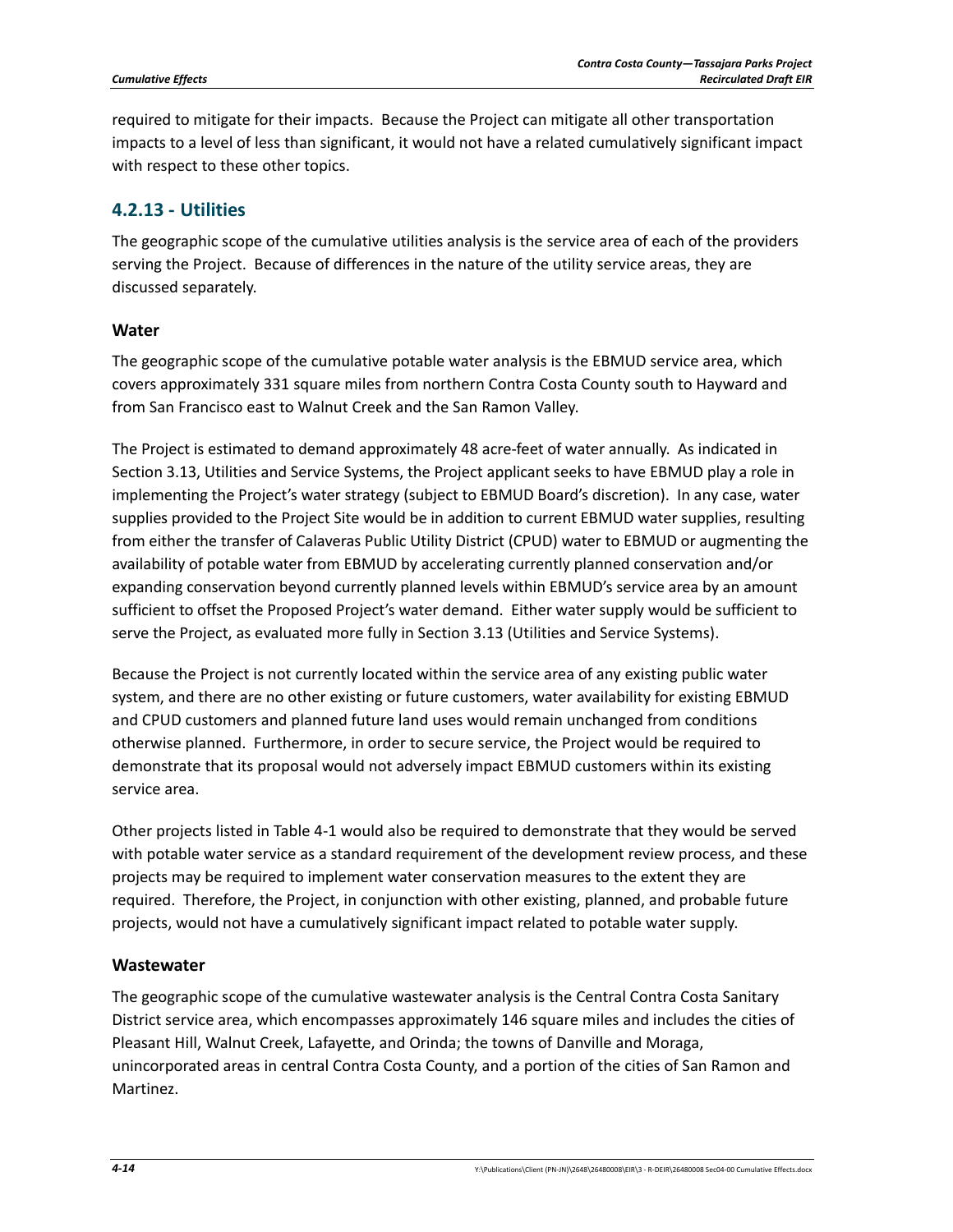required to mitigate for their impacts. Because the Project can mitigate all other transportation impacts to a level of less than significant, it would not have a related cumulatively significant impact with respect to these other topics.

## 4.2.13 - Utilities

The geographic scope of the cumulative utilities analysis is the service area of each of the providers serving the Project. Because of differences in the nature of the utility service areas, they are discussed separately.

### Water

The geographic scope of the cumulative potable water analysis is the EBMUD service area, which covers approximately 331 square miles from northern Contra Costa County south to Hayward and from San Francisco east to Walnut Creek and the San Ramon Valley.

The Project is estimated to demand approximately 48 acre-feet of water annually. As indicated in Section 3.13, Utilities and Service Systems, the Project applicant seeks to have EBMUD play a role in implementing the Project's water strategy (subject to EBMUD Board's discretion). In any case, water supplies provided to the Project Site would be in addition to current EBMUD water supplies, resulting from either the transfer of Calaveras Public Utility District (CPUD) water to EBMUD or augmenting the availability of potable water from EBMUD by accelerating currently planned conservation and/or expanding conservation beyond currently planned levels within EBMUD's service area by an amount sufficient to offset the Proposed Project's water demand. Either water supply would be sufficient to serve the Project, as evaluated more fully in Section 3.13 (Utilities and Service Systems).

Because the Project is not currently located within the service area of any existing public water system, and there are no other existing or future customers, water availability for existing EBMUD and CPUD customers and planned future land uses would remain unchanged from conditions otherwise planned. Furthermore, in order to secure service, the Project would be required to demonstrate that its proposal would not adversely impact EBMUD customers within its existing service area.

Other projects listed in Table 4-1 would also be required to demonstrate that they would be served with potable water service as a standard requirement of the development review process, and these projects may be required to implement water conservation measures to the extent they are required. Therefore, the Project, in conjunction with other existing, planned, and probable future projects, would not have a cumulatively significant impact related to potable water supply.

### Wastewater

The geographic scope of the cumulative wastewater analysis is the Central Contra Costa Sanitary District service area, which encompasses approximately 146 square miles and includes the cities of Pleasant Hill, Walnut Creek, Lafayette, and Orinda; the towns of Danville and Moraga, unincorporated areas in central Contra Costa County, and a portion of the cities of San Ramon and Martinez.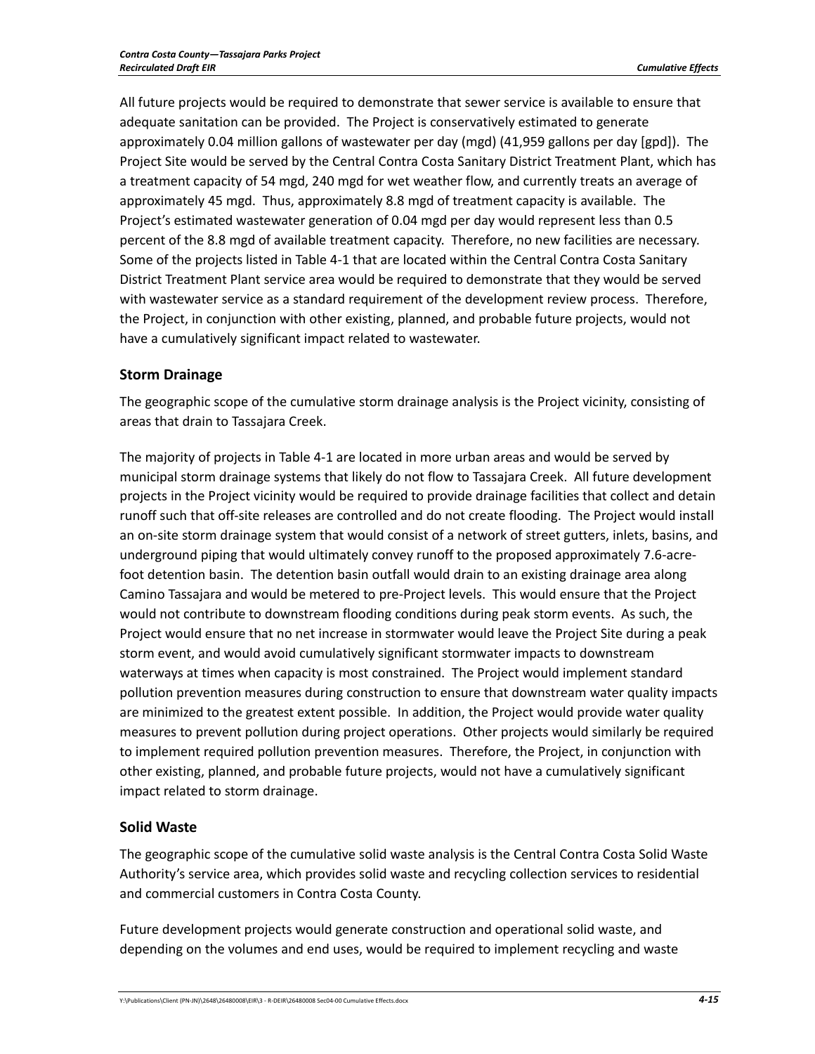All future projects would be required to demonstrate that sewer service is available to ensure that adequate sanitation can be provided. The Project is conservatively estimated to generate approximately 0.04 million gallons of wastewater per day (mgd) (41,959 gallons per day [gpd]). The Project Site would be served by the Central Contra Costa Sanitary District Treatment Plant, which has a treatment capacity of 54 mgd, 240 mgd for wet weather flow, and currently treats an average of approximately 45 mgd. Thus, approximately 8.8 mgd of treatment capacity is available. The Project's estimated wastewater generation of 0.04 mgd per day would represent less than 0.5 percent of the 8.8 mgd of available treatment capacity. Therefore, no new facilities are necessary. Some of the projects listed in Table 4-1 that are located within the Central Contra Costa Sanitary District Treatment Plant service area would be required to demonstrate that they would be served with wastewater service as a standard requirement of the development review process. Therefore, the Project, in conjunction with other existing, planned, and probable future projects, would not have a cumulatively significant impact related to wastewater.

### Storm Drainage

The geographic scope of the cumulative storm drainage analysis is the Project vicinity, consisting of areas that drain to Tassajara Creek.

The majority of projects in Table 4-1 are located in more urban areas and would be served by municipal storm drainage systems that likely do not flow to Tassajara Creek. All future development projects in the Project vicinity would be required to provide drainage facilities that collect and detain runoff such that off-site releases are controlled and do not create flooding. The Project would install an on-site storm drainage system that would consist of a network of street gutters, inlets, basins, and underground piping that would ultimately convey runoff to the proposed approximately 7.6-acre-foot detention basin. The detention basin outfall would drain to an existing drainage area along Camino Tassajara and would be metered to pre-Project levels. This would ensure that the Project would not contribute to downstream flooding conditions during peak storm events. As such, the Project would ensure that no net increase in stormwater would leave the Project Site during a peak storm event, and would avoid cumulatively significant stormwater impacts to downstream waterways at times when capacity is most constrained. The Project would implement standard pollution prevention measures during construction to ensure that downstream water quality impacts are minimized to the greatest extent possible. In addition, the Project would provide water quality measures to prevent pollution during project operations. Other projects would similarly be required to implement required pollution prevention measures. Therefore, the Project, in conjunction with other existing, planned, and probable future projects, would not have a cumulatively significant impact related to storm drainage.

### Solid Waste

The geographic scope of the cumulative solid waste analysis is the Central Contra Costa Solid Waste Authority's service area, which provides solid waste and recycling collection services to residential and commercial customers in Contra Costa County.

Future development projects would generate construction and operational solid waste, and depending on the volumes and end uses, would be required to implement recycling and waste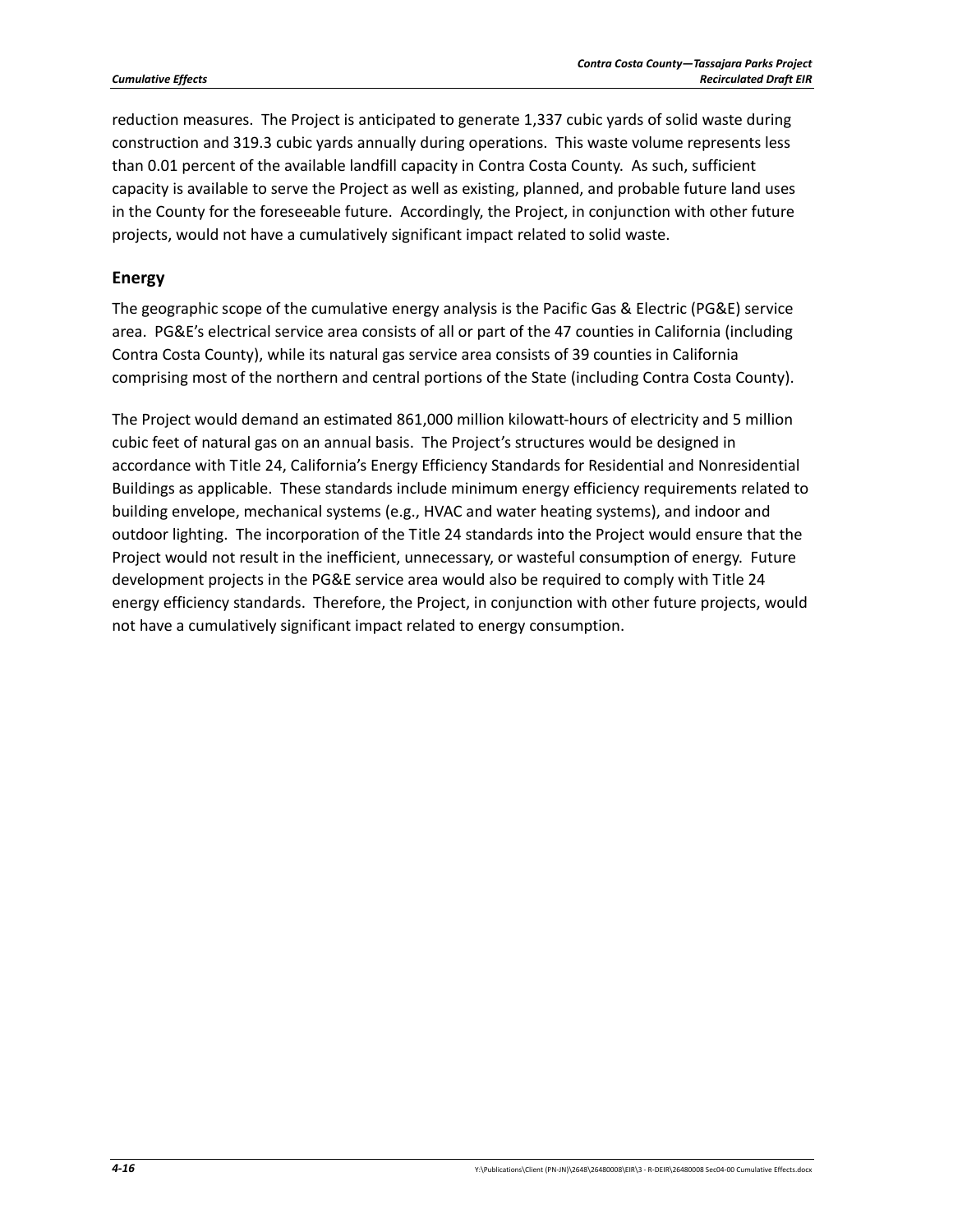reduction measures. The Project is anticipated to generate 1,337 cubic yards of solid waste during construction and 319.3 cubic yards annually during operations. This waste volume represents less than 0.01 percent of the available landfill capacity in Contra Costa County. As such, sufficient capacity is available to serve the Project as well as existing, planned, and probable future land uses in the County for the foreseeable future. Accordingly, the Project, in conjunction with other future projects, would not have a cumulatively significant impact related to solid waste.

## Energy

The geographic scope of the cumulative energy analysis is the Pacific Gas & Electric (PG&E) service area. PG&E's electrical service area consists of all or part of the 47 counties in California (including Contra Costa County), while its natural gas service area consists of 39 counties in California comprising most of the northern and central portions of the State (including Contra Costa County).

The Project would demand an estimated 861,000 million kilowatt-hours of electricity and 5 million cubic feet of natural gas on an annual basis. The Project's structures would be designed in accordance with Title 24, California's Energy Efficiency Standards for Residential and Nonresidential Buildings as applicable. These standards include minimum energy efficiency requirements related to building envelope, mechanical systems (e.g., HVAC and water heating systems), and indoor and outdoor lighting. The incorporation of the Title 24 standards into the Project would ensure that the Project would not result in the inefficient, unnecessary, or wasteful consumption of energy. Future development projects in the PG&E service area would also be required to comply with Title 24 energy efficiency standards. Therefore, the Project, in conjunction with other future projects, would not have a cumulatively significant impact related to energy consumption.